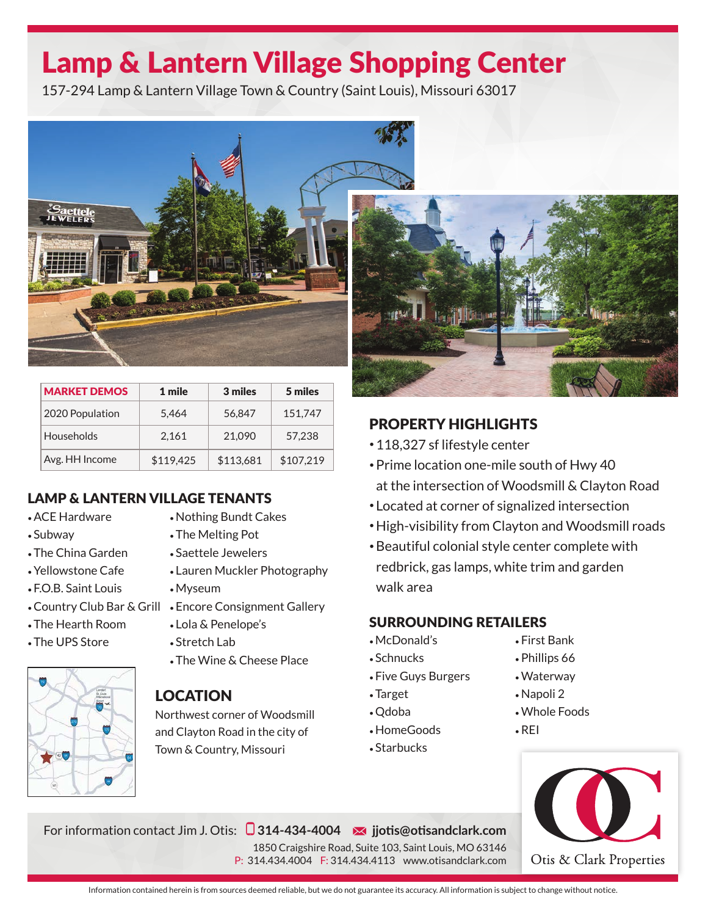# Lamp & Lantern Village Shopping Center

157-294 Lamp & Lantern Village Town & Country (Saint Louis), Missouri 63017

| MARKET DEMOS | 1 mile | 3 miles | 5 miles |
|---|---|---|---|
| 2020 Population | 5,464 | 56,847 | 151,747 |
| Households | 2,161 | 21,090 | 57,238 |
| Avg. HH Income | $119,425 | $113,681 | $107,219 |

## LAMP & LANTERN VILLAGE TENANTS

- ACE Hardware
- Subway
- The China Garden
- Yellowstone Cafe
- F.O.B. Saint Louis
- Country Club Bar & Grill
- The Hearth Room
- The UPS Store
- Nothing Bundt Cakes
- The Melting Pot
- Saettele Jewelers
- Lauren Muckler Photography
- Myseum
- Encore Consignment Gallery
- Lola & Penelope's
- Stretch Lab
- The Wine & Cheese Place

## LOCATION

Northwest corner of Woodsmill and Clayton Road in the city of Town & Country, Missouri

## PROPERTY HIGHLIGHTS

- 118,327 sf lifestyle center
- Prime location one-mile south of Hwy 40 at the intersection of Woodsmill & Clayton Road
- Located at corner of signalized intersection
- High-visibility from Clayton and Woodsmill roads
- Beautiful colonial style center complete with redbrick, gas lamps, white trim and garden walk area

## SURROUNDING RETAILERS

- McDonald's
- Schnucks
- Five Guys Burgers
- Target
- Qdoba
- HomeGoods
- Starbucks
- First Bank
- Phillips 66
- Waterway
- Napoli 2
- Whole Foods
- REI

For information contact Jim J. Otis: **314-434-4004** **jjotis@otisandclark.com**

1850 Craigshire Road, Suite 103, Saint Louis, MO 63146
P: 314.434.4004 F: 314.434.4113 www.otisandclark.com

Otis & Clark Properties

Information contained herein is from sources deemed reliable, but we do not guarantee its accuracy. All information is subject to change without notice.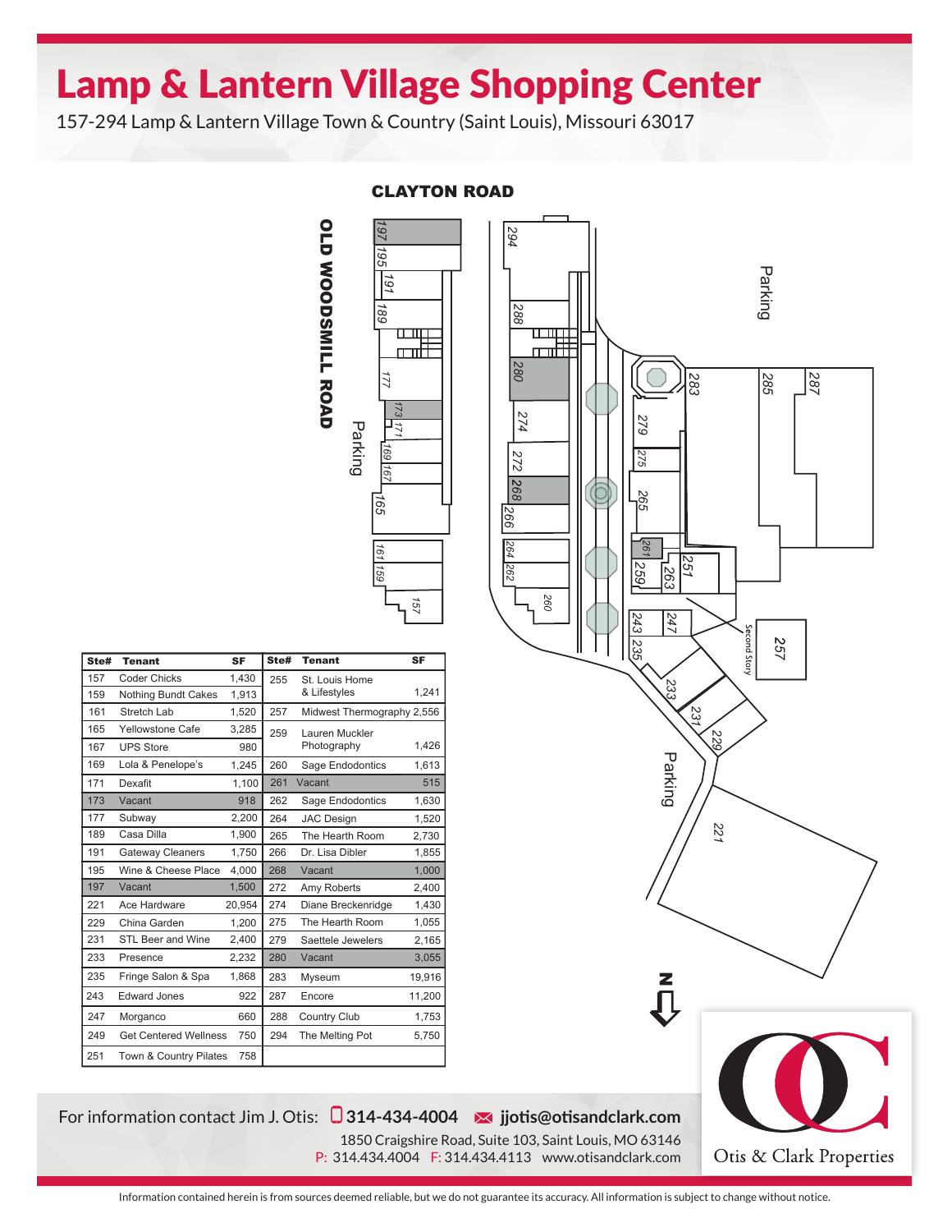# Lamp & Lantern Village Shopping Center

157-294 Lamp & Lantern Village Town & Country (Saint Louis), Missouri 63017

CLAYTON ROAD

OLD WOODSMILL ROAD

Parking

Parking

Parking

Second Story

N

| Ste# | Tenant | SF | Ste# | Tenant | SF |
|---|---|---|---|---|---|
| 157 | Coder Chicks | 1,430 | 255 | St. Louis Home & Lifestyles | 1,241 |
| 159 | Nothing Bundt Cakes | 1,913 | | | |
| 161 | Stretch Lab | 1,520 | 257 | Midwest Thermography | 2,556 |
| 165 | Yellowstone Cafe | 3,285 | 259 | Lauren Muckler Photography | 1,426 |
| 167 | UPS Store | 980 | | | |
| 169 | Lola & Penelope's | 1,245 | 260 | Sage Endodontics | 1,613 |
| 171 | Dexafit | 1,100 | 261 | Vacant | 515 |
| 173 | Vacant | 918 | 262 | Sage Endodontics | 1,630 |
| 177 | Subway | 2,200 | 264 | JAC Design | 1,520 |
| 189 | Casa Dilla | 1,900 | 265 | The Hearth Room | 2,730 |
| 191 | Gateway Cleaners | 1,750 | 266 | Dr. Lisa Dibler | 1,855 |
| 195 | Wine & Cheese Place | 4,000 | 268 | Vacant | 1,000 |
| 197 | Vacant | 1,500 | 272 | Amy Roberts | 2,400 |
| 221 | Ace Hardware | 20,954 | 274 | Diane Breckenridge | 1,430 |
| 229 | China Garden | 1,200 | 275 | The Hearth Room | 1,055 |
| 231 | STL Beer and Wine | 2,400 | 279 | Saettele Jewelers | 2,165 |
| 233 | Presence | 2,232 | 280 | Vacant | 3,055 |
| 235 | Fringe Salon & Spa | 1,868 | 283 | Myseum | 19,916 |
| 243 | Edward Jones | 922 | 287 | Encore | 11,200 |
| 247 | Morganco | 660 | 288 | Country Club | 1,753 |
| 249 | Get Centered Wellness | 750 | 294 | The Melting Pot | 5,750 |
| 251 | Town & Country Pilates | 758 | | | |

For information contact Jim J. Otis: 314-434-4004 jjotis@otisandclark.com

1850 Craigshire Road, Suite 103, Saint Louis, MO 63146

P: 314.434.4004 F: 314.434.4113 www.otisandclark.com

Otis & Clark Properties

Information contained herein is from sources deemed reliable, but we do not guarantee its accuracy. All information is subject to change without notice.